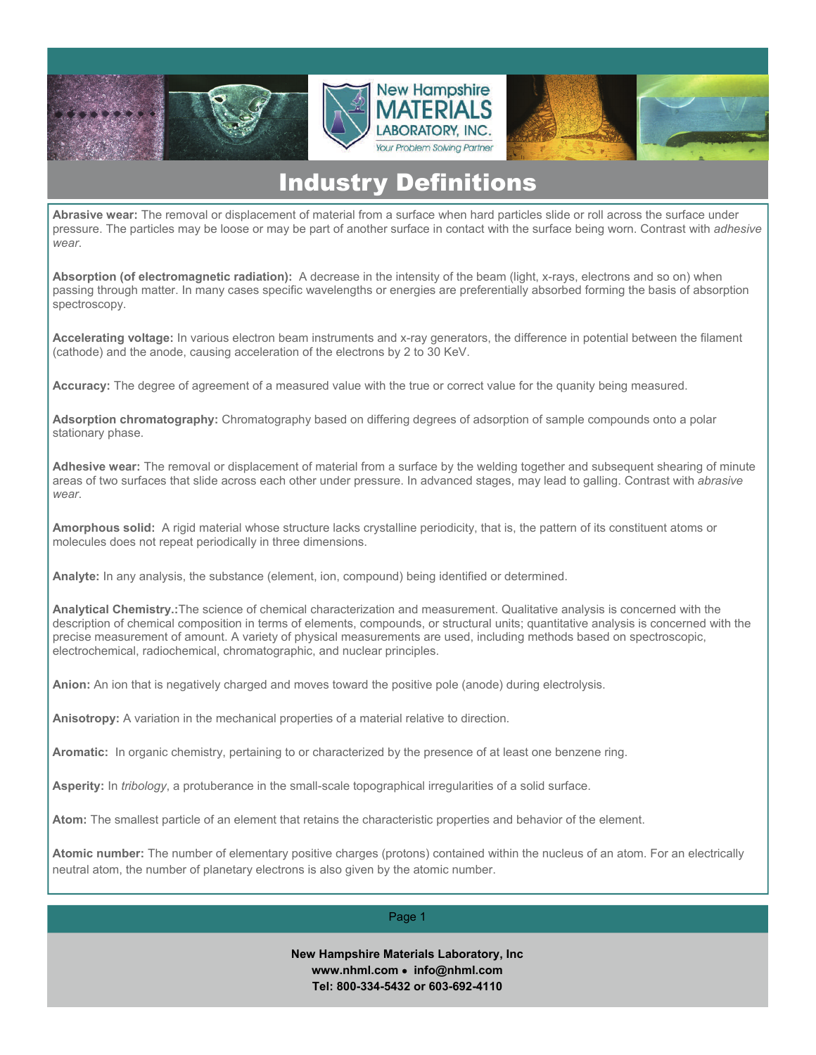# Industry Definitions

**Abrasive wear:** The removal or displacement of material from a surface when hard particles slide or roll across the surface under pressure. The particles may be loose or may be part of another surface in contact with the surface being worn. Contrast with *adhesive wear*.

**Absorption (of electromagnetic radiation):** A decrease in the intensity of the beam (light, x-rays, electrons and so on) when passing through matter. In many cases specific wavelengths or energies are preferentially absorbed forming the basis of absorption spectroscopy.

**Accelerating voltage:** In various electron beam instruments and x-ray generators, the difference in potential between the filament (cathode) and the anode, causing acceleration of the electrons by 2 to 30 KeV.

**Accuracy:** The degree of agreement of a measured value with the true or correct value for the quanity being measured.

**Adsorption chromatography:** Chromatography based on differing degrees of adsorption of sample compounds onto a polar stationary phase.

**Adhesive wear:** The removal or displacement of material from a surface by the welding together and subsequent shearing of minute areas of two surfaces that slide across each other under pressure. In advanced stages, may lead to galling. Contrast with *abrasive wear*.

**Amorphous solid:** A rigid material whose structure lacks crystalline periodicity, that is, the pattern of its constituent atoms or molecules does not repeat periodically in three dimensions.

**Analyte:** In any analysis, the substance (element, ion, compound) being identified or determined.

**Analytical Chemistry.:** The science of chemical characterization and measurement. Qualitative analysis is concerned with the description of chemical composition in terms of elements, compounds, or structural units; quantitative analysis is concerned with the precise measurement of amount. A variety of physical measurements are used, including methods based on spectroscopic, electrochemical, radiochemical, chromatographic, and nuclear principles.

**Anion:** An ion that is negatively charged and moves toward the positive pole (anode) during electrolysis.

**Anisotropy:** A variation in the mechanical properties of a material relative to direction.

**Aromatic:** In organic chemistry, pertaining to or characterized by the presence of at least one benzene ring.

**Asperity:** In *tribology*, a protuberance in the small-scale topographical irregularities of a solid surface.

**Atom:** The smallest particle of an element that retains the characteristic properties and behavior of the element.

**Atomic number:** The number of elementary positive charges (protons) contained within the nucleus of an atom. For an electrically neutral atom, the number of planetary electrons is also given by the atomic number.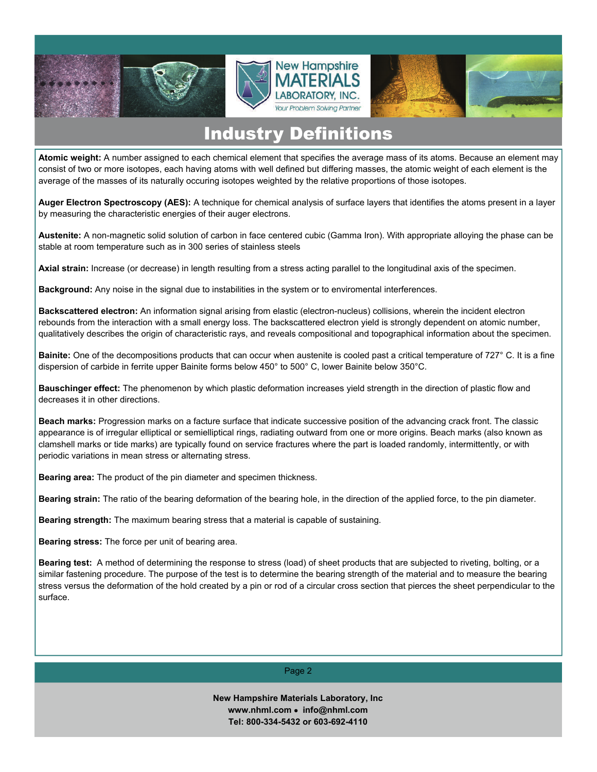# Industry Definitions

**Atomic weight:** A number assigned to each chemical element that specifies the average mass of its atoms. Because an element may consist of two or more isotopes, each having atoms with well defined but differing masses, the atomic weight of each element is the average of the masses of its naturally occuring isotopes weighted by the relative proportions of those isotopes.

**Auger Electron Spectroscopy (AES):** A technique for chemical analysis of surface layers that identifies the atoms present in a layer by measuring the characteristic energies of their auger electrons.

**Austenite:** A non-magnetic solid solution of carbon in face centered cubic (Gamma Iron). With appropriate alloying the phase can be stable at room temperature such as in 300 series of stainless steels

**Axial strain:** Increase (or decrease) in length resulting from a stress acting parallel to the longitudinal axis of the specimen.

**Background:** Any noise in the signal due to instabilities in the system or to enviromental interferences.

**Backscattered electron:** An information signal arising from elastic (electron-nucleus) collisions, wherein the incident electron rebounds from the interaction with a small energy loss. The backscattered electron yield is strongly dependent on atomic number, qualitatively describes the origin of characteristic rays, and reveals compositional and topographical information about the specimen.

**Bainite:** One of the decompositions products that can occur when austenite is cooled past a critical temperature of 727° C. It is a fine dispersion of carbide in ferrite upper Bainite forms below 450° to 500° C, lower Bainite below 350°C.

**Bauschinger effect:** The phenomenon by which plastic deformation increases yield strength in the direction of plastic flow and decreases it in other directions.

**Beach marks:** Progression marks on a facture surface that indicate successive position of the advancing crack front. The classic appearance is of irregular elliptical or semielliptical rings, radiating outward from one or more origins. Beach marks (also known as clamshell marks or tide marks) are typically found on service fractures where the part is loaded randomly, intermittently, or with periodic variations in mean stress or alternating stress.

**Bearing area:** The product of the pin diameter and specimen thickness.

**Bearing strain:** The ratio of the bearing deformation of the bearing hole, in the direction of the applied force, to the pin diameter.

**Bearing strength:** The maximum bearing stress that a material is capable of sustaining.

**Bearing stress:** The force per unit of bearing area.

**Bearing test:** A method of determining the response to stress (load) of sheet products that are subjected to riveting, bolting, or a similar fastening procedure. The purpose of the test is to determine the bearing strength of the material and to measure the bearing stress versus the deformation of the hold created by a pin or rod of a circular cross section that pierces the sheet perpendicular to the surface.

**New Hampshire Materials Laboratory, Inc**
**www.nhml.com • info@nhml.com**
**Tel: 800-334-5432 or 603-692-4110**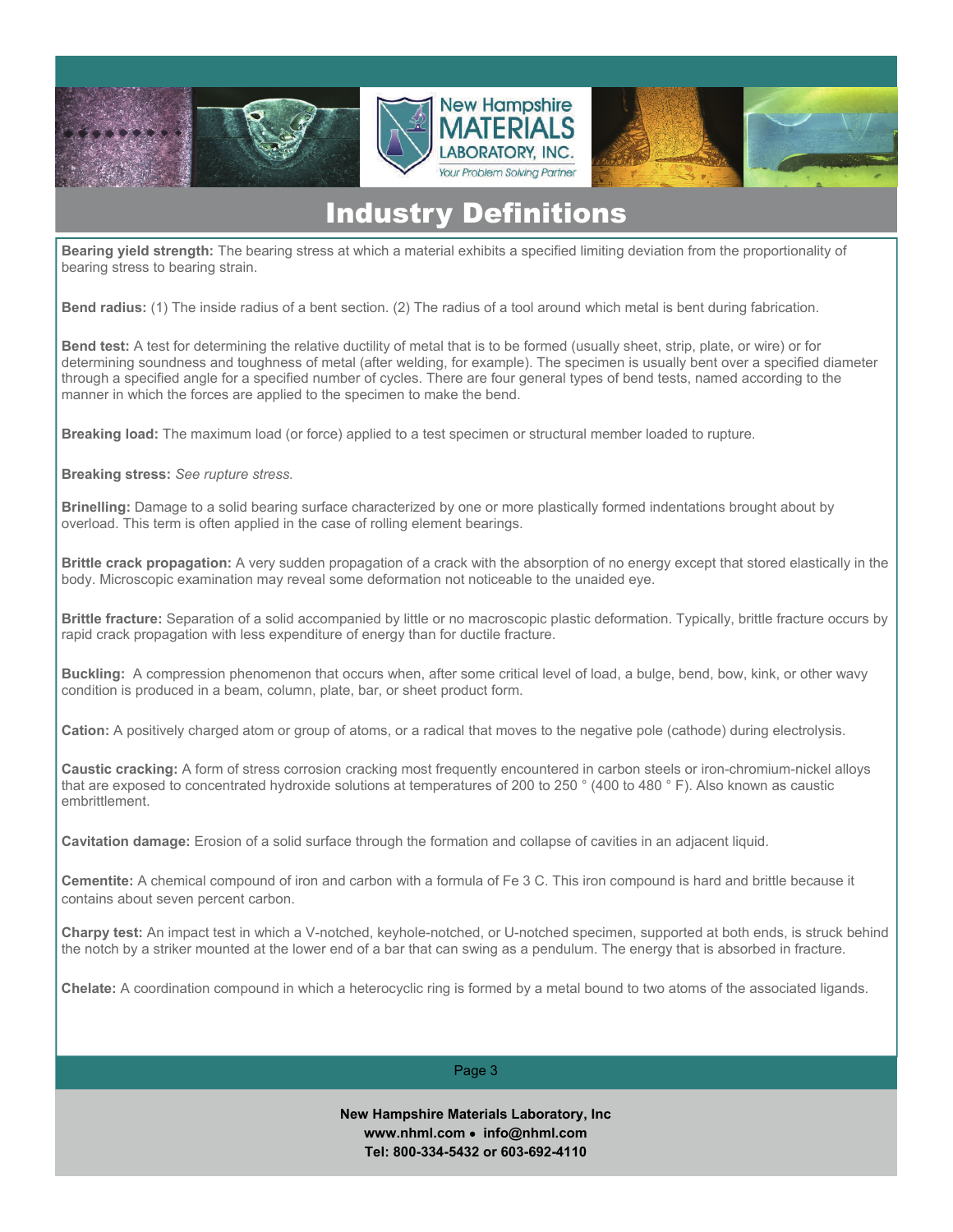# Industry Definitions

**Bearing yield strength:** The bearing stress at which a material exhibits a specified limiting deviation from the proportionality of bearing stress to bearing strain.

**Bend radius:** (1) The inside radius of a bent section. (2) The radius of a tool around which metal is bent during fabrication.

**Bend test:** A test for determining the relative ductility of metal that is to be formed (usually sheet, strip, plate, or wire) or for determining soundness and toughness of metal (after welding, for example). The specimen is usually bent over a specified diameter through a specified angle for a specified number of cycles. There are four general types of bend tests, named according to the manner in which the forces are applied to the specimen to make the bend.

**Breaking load:** The maximum load (or force) applied to a test specimen or structural member loaded to rupture.

**Breaking stress:** *See rupture stress.*

**Brinelling:** Damage to a solid bearing surface characterized by one or more plastically formed indentations brought about by overload. This term is often applied in the case of rolling element bearings.

**Brittle crack propagation:** A very sudden propagation of a crack with the absorption of no energy except that stored elastically in the body. Microscopic examination may reveal some deformation not noticeable to the unaided eye.

**Brittle fracture:** Separation of a solid accompanied by little or no macroscopic plastic deformation. Typically, brittle fracture occurs by rapid crack propagation with less expenditure of energy than for ductile fracture.

**Buckling:** A compression phenomenon that occurs when, after some critical level of load, a bulge, bend, bow, kink, or other wavy condition is produced in a beam, column, plate, bar, or sheet product form.

**Cation:** A positively charged atom or group of atoms, or a radical that moves to the negative pole (cathode) during electrolysis.

**Caustic cracking:** A form of stress corrosion cracking most frequently encountered in carbon steels or iron-chromium-nickel alloys that are exposed to concentrated hydroxide solutions at temperatures of 200 to 250 ° (400 to 480 ° F). Also known as caustic embrittlement.

**Cavitation damage:** Erosion of a solid surface through the formation and collapse of cavities in an adjacent liquid.

**Cementite:** A chemical compound of iron and carbon with a formula of $Fe_3C$. This iron compound is hard and brittle because it contains about seven percent carbon.

**Charpy test:** An impact test in which a V-notched, keyhole-notched, or U-notched specimen, supported at both ends, is struck behind the notch by a striker mounted at the lower end of a bar that can swing as a pendulum. The energy that is absorbed in fracture.

**Chelate:** A coordination compound in which a heterocyclic ring is formed by a metal bound to two atoms of the associated ligands.

**New Hampshire Materials Laboratory, Inc**
**www.nhml.com • info@nhml.com**
**Tel: 800-334-5432 or 603-692-4110**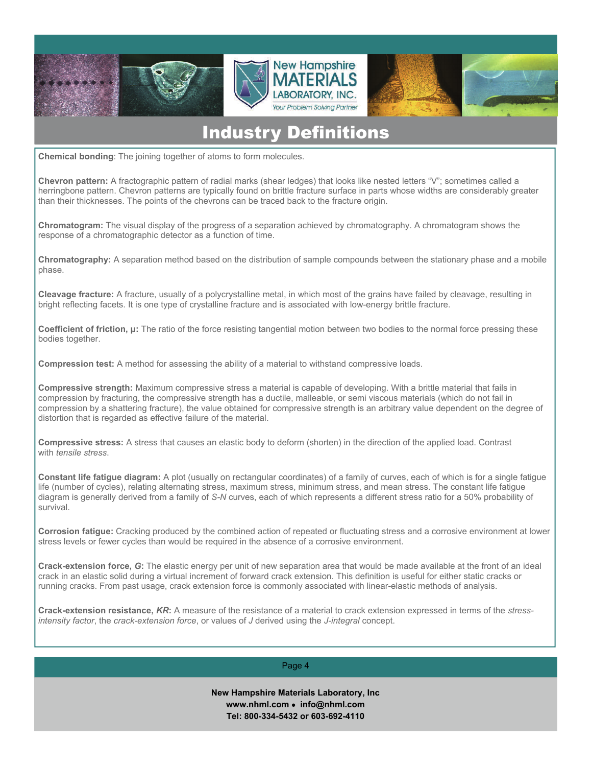# Industry Definitions

**Chemical bonding**: The joining together of atoms to form molecules.

**Chevron pattern:** A fractographic pattern of radial marks (shear ledges) that looks like nested letters "V"; sometimes called a herringbone pattern. Chevron patterns are typically found on brittle fracture surface in parts whose widths are considerably greater than their thicknesses. The points of the chevrons can be traced back to the fracture origin.

**Chromatogram:** The visual display of the progress of a separation achieved by chromatography. A chromatogram shows the response of a chromatographic detector as a function of time.

**Chromatography:** A separation method based on the distribution of sample compounds between the stationary phase and a mobile phase.

**Cleavage fracture:** A fracture, usually of a polycrystalline metal, in which most of the grains have failed by cleavage, resulting in bright reflecting facets. It is one type of crystalline fracture and is associated with low-energy brittle fracture.

**Coefficient of friction, μ:** The ratio of the force resisting tangential motion between two bodies to the normal force pressing these bodies together.

**Compression test:** A method for assessing the ability of a material to withstand compressive loads.

**Compressive strength:** Maximum compressive stress a material is capable of developing. With a brittle material that fails in compression by fracturing, the compressive strength has a ductile, malleable, or semi viscous materials (which do not fail in compression by a shattering fracture), the value obtained for compressive strength is an arbitrary value dependent on the degree of distortion that is regarded as effective failure of the material.

**Compressive stress:** A stress that causes an elastic body to deform (shorten) in the direction of the applied load. Contrast with *tensile stress*.

**Constant life fatigue diagram:** A plot (usually on rectangular coordinates) of a family of curves, each of which is for a single fatigue life (number of cycles), relating alternating stress, maximum stress, minimum stress, and mean stress. The constant life fatigue diagram is generally derived from a family of *S-N* curves, each of which represents a different stress ratio for a 50% probability of survival.

**Corrosion fatigue:** Cracking produced by the combined action of repeated or fluctuating stress and a corrosive environment at lower stress levels or fewer cycles than would be required in the absence of a corrosive environment.

**Crack-extension force, *G*:** The elastic energy per unit of new separation area that would be made available at the front of an ideal crack in an elastic solid during a virtual increment of forward crack extension. This definition is useful for either static cracks or running cracks. From past usage, crack extension force is commonly associated with linear-elastic methods of analysis.

**Crack-extension resistance, *KR*:** A measure of the resistance of a material to crack extension expressed in terms of the *stress-intensity factor*, the *crack-extension force*, or values of *J* derived using the *J-integral* concept.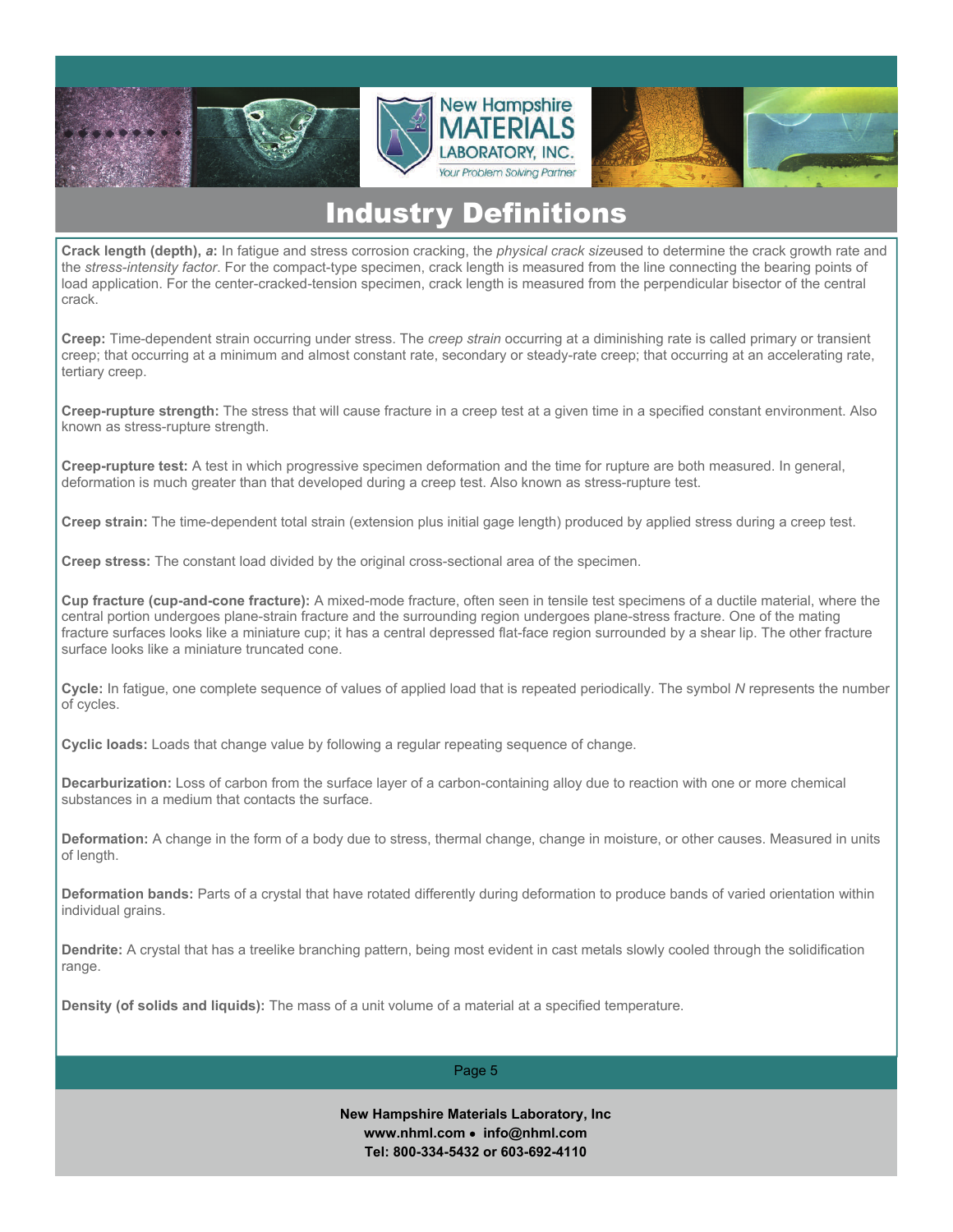# Industry Definitions

**Crack length (depth),** ***a*****:** In fatigue and stress corrosion cracking, the *physical crack size*used to determine the crack growth rate and the *stress-intensity factor*. For the compact-type specimen, crack length is measured from the line connecting the bearing points of load application. For the center-cracked-tension specimen, crack length is measured from the perpendicular bisector of the central crack.

**Creep:** Time-dependent strain occurring under stress. The *creep strain* occurring at a diminishing rate is called primary or transient creep; that occurring at a minimum and almost constant rate, secondary or steady-rate creep; that occurring at an accelerating rate, tertiary creep.

**Creep-rupture strength:** The stress that will cause fracture in a creep test at a given time in a specified constant environment. Also known as stress-rupture strength.

**Creep-rupture test:** A test in which progressive specimen deformation and the time for rupture are both measured. In general, deformation is much greater than that developed during a creep test. Also known as stress-rupture test.

**Creep strain:** The time-dependent total strain (extension plus initial gage length) produced by applied stress during a creep test.

**Creep stress:** The constant load divided by the original cross-sectional area of the specimen.

**Cup fracture (cup-and-cone fracture):** A mixed-mode fracture, often seen in tensile test specimens of a ductile material, where the central portion undergoes plane-strain fracture and the surrounding region undergoes plane-stress fracture. One of the mating fracture surfaces looks like a miniature cup; it has a central depressed flat-face region surrounded by a shear lip. The other fracture surface looks like a miniature truncated cone.

**Cycle:** In fatigue, one complete sequence of values of applied load that is repeated periodically. The symbol *N* represents the number of cycles.

**Cyclic loads:** Loads that change value by following a regular repeating sequence of change.

**Decarburization:** Loss of carbon from the surface layer of a carbon-containing alloy due to reaction with one or more chemical substances in a medium that contacts the surface.

**Deformation:** A change in the form of a body due to stress, thermal change, change in moisture, or other causes. Measured in units of length.

**Deformation bands:** Parts of a crystal that have rotated differently during deformation to produce bands of varied orientation within individual grains.

**Dendrite:** A crystal that has a treelike branching pattern, being most evident in cast metals slowly cooled through the solidification range.

**Density (of solids and liquids):** The mass of a unit volume of a material at a specified temperature.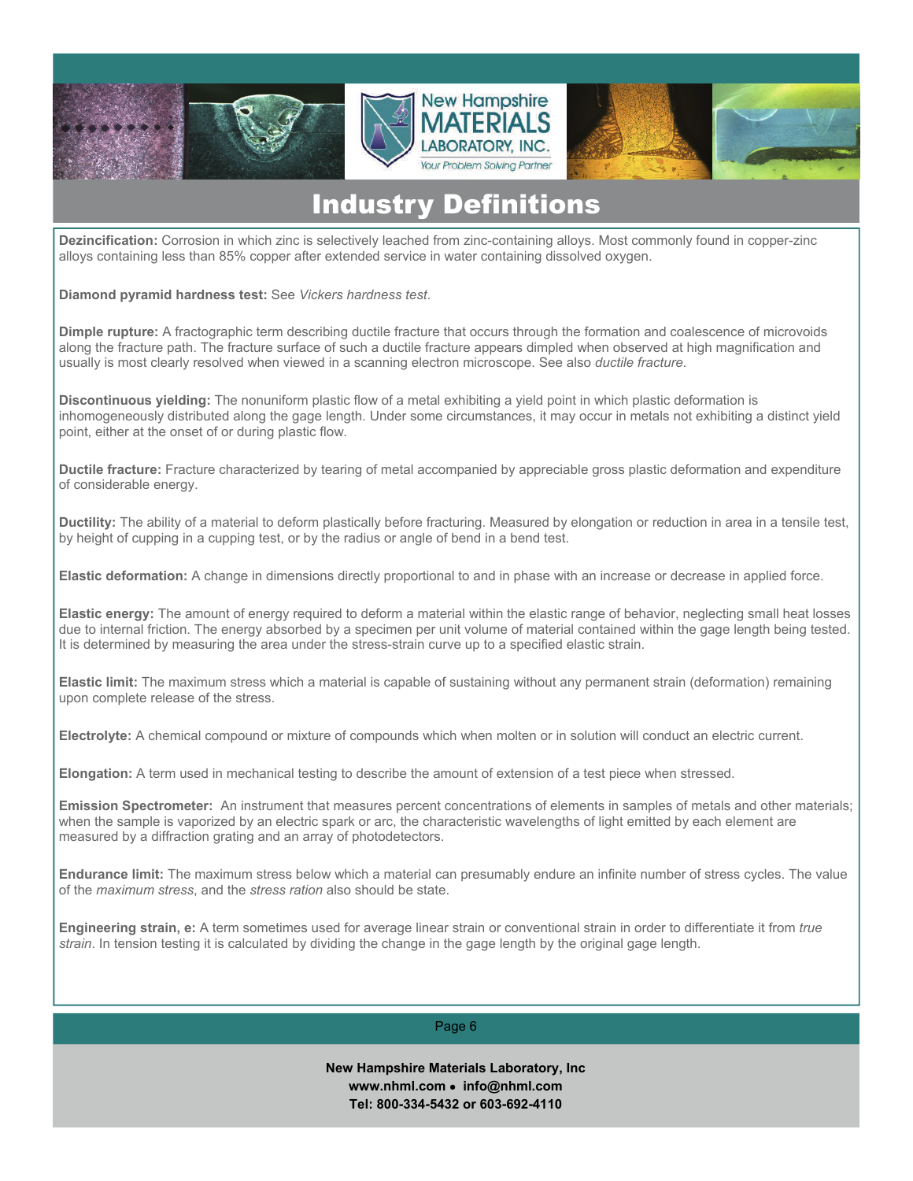# Industry Definitions

**Dezincification:** Corrosion in which zinc is selectively leached from zinc-containing alloys. Most commonly found in copper-zinc alloys containing less than 85% copper after extended service in water containing dissolved oxygen.

**Diamond pyramid hardness test:** See *Vickers hardness test*.

**Dimple rupture:** A fractographic term describing ductile fracture that occurs through the formation and coalescence of microvoids along the fracture path. The fracture surface of such a ductile fracture appears dimpled when observed at high magnification and usually is most clearly resolved when viewed in a scanning electron microscope. See also *ductile fracture*.

**Discontinuous yielding:** The nonuniform plastic flow of a metal exhibiting a yield point in which plastic deformation is inhomogeneously distributed along the gage length. Under some circumstances, it may occur in metals not exhibiting a distinct yield point, either at the onset of or during plastic flow.

**Ductile fracture:** Fracture characterized by tearing of metal accompanied by appreciable gross plastic deformation and expenditure of considerable energy.

**Ductility:** The ability of a material to deform plastically before fracturing. Measured by elongation or reduction in area in a tensile test, by height of cupping in a cupping test, or by the radius or angle of bend in a bend test.

**Elastic deformation:** A change in dimensions directly proportional to and in phase with an increase or decrease in applied force.

**Elastic energy:** The amount of energy required to deform a material within the elastic range of behavior, neglecting small heat losses due to internal friction. The energy absorbed by a specimen per unit volume of material contained within the gage length being tested. It is determined by measuring the area under the stress-strain curve up to a specified elastic strain.

**Elastic limit:** The maximum stress which a material is capable of sustaining without any permanent strain (deformation) remaining upon complete release of the stress.

**Electrolyte:** A chemical compound or mixture of compounds which when molten or in solution will conduct an electric current.

**Elongation:** A term used in mechanical testing to describe the amount of extension of a test piece when stressed.

**Emission Spectrometer:** An instrument that measures percent concentrations of elements in samples of metals and other materials; when the sample is vaporized by an electric spark or arc, the characteristic wavelengths of light emitted by each element are measured by a diffraction grating and an array of photodetectors.

**Endurance limit:** The maximum stress below which a material can presumably endure an infinite number of stress cycles. The value of the *maximum stress*, and the *stress ration* also should be state.

**Engineering strain, e:** A term sometimes used for average linear strain or conventional strain in order to differentiate it from *true strain*. In tension testing it is calculated by dividing the change in the gage length by the original gage length.

New Hampshire Materials Laboratory, Inc
www.nhml.com • info@nhml.com
Tel: 800-334-5432 or 603-692-4110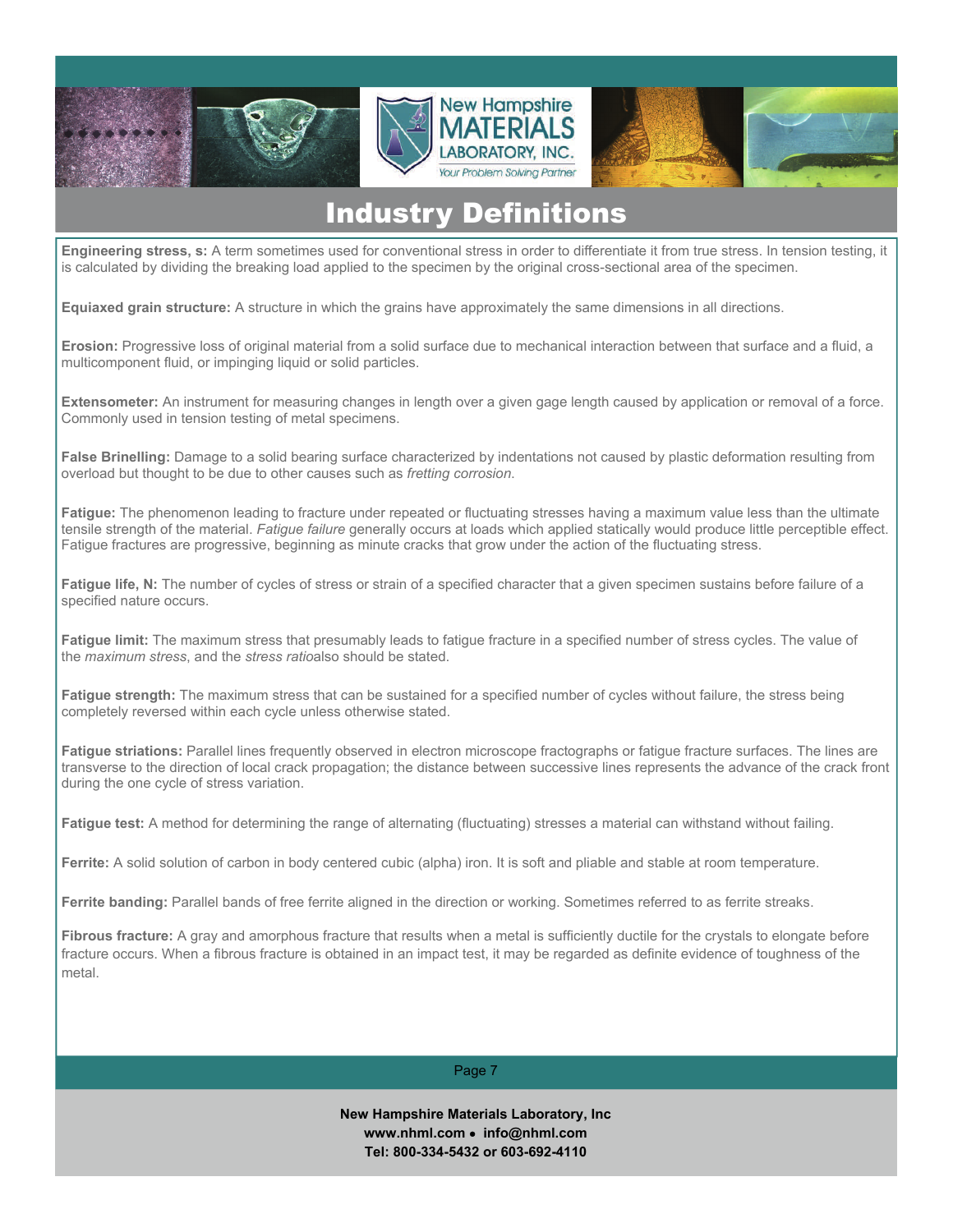# Industry Definitions

**Engineering stress, s:** A term sometimes used for conventional stress in order to differentiate it from true stress. In tension testing, it is calculated by dividing the breaking load applied to the specimen by the original cross-sectional area of the specimen.

**Equiaxed grain structure:** A structure in which the grains have approximately the same dimensions in all directions.

**Erosion:** Progressive loss of original material from a solid surface due to mechanical interaction between that surface and a fluid, a multicomponent fluid, or impinging liquid or solid particles.

**Extensometer:** An instrument for measuring changes in length over a given gage length caused by application or removal of a force. Commonly used in tension testing of metal specimens.

**False Brinelling:** Damage to a solid bearing surface characterized by indentations not caused by plastic deformation resulting from overload but thought to be due to other causes such as *fretting corrosion*.

**Fatigue:** The phenomenon leading to fracture under repeated or fluctuating stresses having a maximum value less than the ultimate tensile strength of the material. *Fatigue failure* generally occurs at loads which applied statically would produce little perceptible effect. Fatigue fractures are progressive, beginning as minute cracks that grow under the action of the fluctuating stress.

**Fatigue life, N:** The number of cycles of stress or strain of a specified character that a given specimen sustains before failure of a specified nature occurs.

**Fatigue limit:** The maximum stress that presumably leads to fatigue fracture in a specified number of stress cycles. The value of the *maximum stress*, and the *stress ratio*also should be stated.

**Fatigue strength:** The maximum stress that can be sustained for a specified number of cycles without failure, the stress being completely reversed within each cycle unless otherwise stated.

**Fatigue striations:** Parallel lines frequently observed in electron microscope fractographs or fatigue fracture surfaces. The lines are transverse to the direction of local crack propagation; the distance between successive lines represents the advance of the crack front during the one cycle of stress variation.

**Fatigue test:** A method for determining the range of alternating (fluctuating) stresses a material can withstand without failing.

**Ferrite:** A solid solution of carbon in body centered cubic (alpha) iron. It is soft and pliable and stable at room temperature.

**Ferrite banding:** Parallel bands of free ferrite aligned in the direction or working. Sometimes referred to as ferrite streaks.

**Fibrous fracture:** A gray and amorphous fracture that results when a metal is sufficiently ductile for the crystals to elongate before fracture occurs. When a fibrous fracture is obtained in an impact test, it may be regarded as definite evidence of toughness of the metal.

**New Hampshire Materials Laboratory, Inc**
**www.nhml.com • info@nhml.com**
**Tel: 800-334-5432 or 603-692-4110**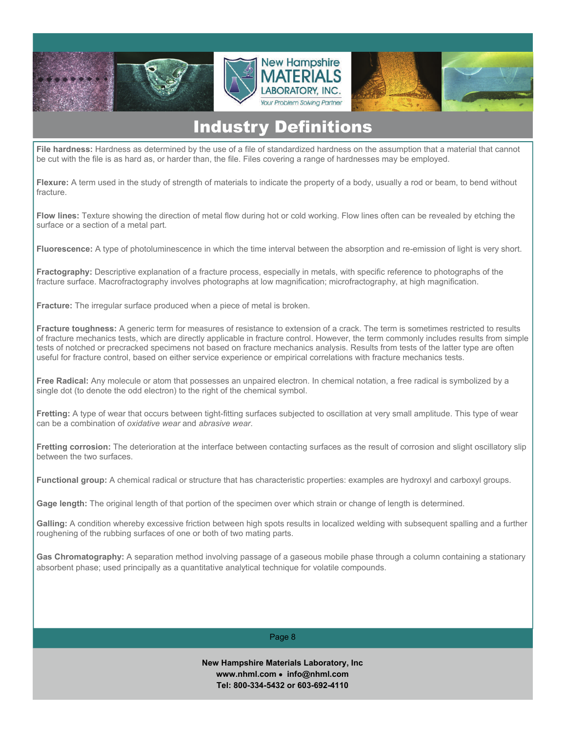# Industry Definitions

**File hardness:** Hardness as determined by the use of a file of standardized hardness on the assumption that a material that cannot be cut with the file is as hard as, or harder than, the file. Files covering a range of hardnesses may be employed.

**Flexure:** A term used in the study of strength of materials to indicate the property of a body, usually a rod or beam, to bend without fracture.

**Flow lines:** Texture showing the direction of metal flow during hot or cold working. Flow lines often can be revealed by etching the surface or a section of a metal part.

**Fluorescence:** A type of photoluminescence in which the time interval between the absorption and re-emission of light is very short.

**Fractography:** Descriptive explanation of a fracture process, especially in metals, with specific reference to photographs of the fracture surface. Macrofractography involves photographs at low magnification; microfractography, at high magnification.

**Fracture:** The irregular surface produced when a piece of metal is broken.

**Fracture toughness:** A generic term for measures of resistance to extension of a crack. The term is sometimes restricted to results of fracture mechanics tests, which are directly applicable in fracture control. However, the term commonly includes results from simple tests of notched or precracked specimens not based on fracture mechanics analysis. Results from tests of the latter type are often useful for fracture control, based on either service experience or empirical correlations with fracture mechanics tests.

**Free Radical:** Any molecule or atom that possesses an unpaired electron. In chemical notation, a free radical is symbolized by a single dot (to denote the odd electron) to the right of the chemical symbol.

**Fretting:** A type of wear that occurs between tight-fitting surfaces subjected to oscillation at very small amplitude. This type of wear can be a combination of *oxidative wear* and *abrasive wear*.

**Fretting corrosion:** The deterioration at the interface between contacting surfaces as the result of corrosion and slight oscillatory slip between the two surfaces.

**Functional group:** A chemical radical or structure that has characteristic properties: examples are hydroxyl and carboxyl groups.

**Gage length:** The original length of that portion of the specimen over which strain or change of length is determined.

**Galling:** A condition whereby excessive friction between high spots results in localized welding with subsequent spalling and a further roughening of the rubbing surfaces of one or both of two mating parts.

**Gas Chromatography:** A separation method involving passage of a gaseous mobile phase through a column containing a stationary absorbent phase; used principally as a quantitative analytical technique for volatile compounds.

**New Hampshire Materials Laboratory, Inc**
www.nhml.com • info@nhml.com
Tel: 800-334-5432 or 603-692-4110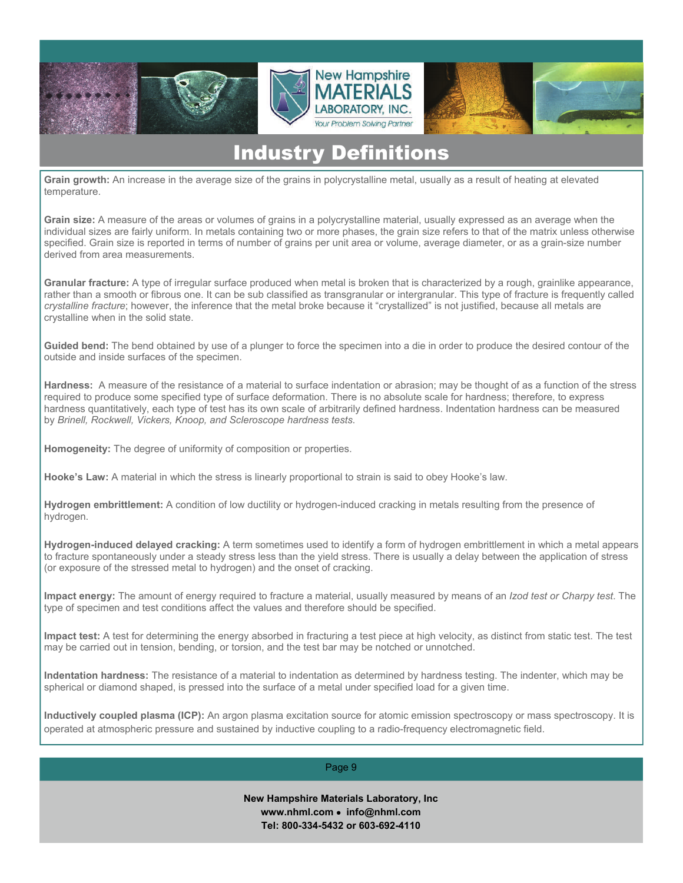# Industry Definitions

**Grain growth:** An increase in the average size of the grains in polycrystalline metal, usually as a result of heating at elevated temperature.

**Grain size:** A measure of the areas or volumes of grains in a polycrystalline material, usually expressed as an average when the individual sizes are fairly uniform. In metals containing two or more phases, the grain size refers to that of the matrix unless otherwise specified. Grain size is reported in terms of number of grains per unit area or volume, average diameter, or as a grain-size number derived from area measurements.

**Granular fracture:** A type of irregular surface produced when metal is broken that is characterized by a rough, grainlike appearance, rather than a smooth or fibrous one. It can be sub classified as transgranular or intergranular. This type of fracture is frequently called *crystalline fracture*; however, the inference that the metal broke because it "crystallized" is not justified, because all metals are crystalline when in the solid state.

**Guided bend:** The bend obtained by use of a plunger to force the specimen into a die in order to produce the desired contour of the outside and inside surfaces of the specimen.

**Hardness:** A measure of the resistance of a material to surface indentation or abrasion; may be thought of as a function of the stress required to produce some specified type of surface deformation. There is no absolute scale for hardness; therefore, to express hardness quantitatively, each type of test has its own scale of arbitrarily defined hardness. Indentation hardness can be measured by *Brinell, Rockwell, Vickers, Knoop, and Scleroscope hardness tests*.

**Homogeneity:** The degree of uniformity of composition or properties.

**Hooke's Law:** A material in which the stress is linearly proportional to strain is said to obey Hooke's law.

**Hydrogen embrittlement:** A condition of low ductility or hydrogen-induced cracking in metals resulting from the presence of hydrogen.

**Hydrogen-induced delayed cracking:** A term sometimes used to identify a form of hydrogen embrittlement in which a metal appears to fracture spontaneously under a steady stress less than the yield stress. There is usually a delay between the application of stress (or exposure of the stressed metal to hydrogen) and the onset of cracking.

**Impact energy:** The amount of energy required to fracture a material, usually measured by means of an *Izod test or Charpy test*. The type of specimen and test conditions affect the values and therefore should be specified.

**Impact test:** A test for determining the energy absorbed in fracturing a test piece at high velocity, as distinct from static test. The test may be carried out in tension, bending, or torsion, and the test bar may be notched or unnotched.

**Indentation hardness:** The resistance of a material to indentation as determined by hardness testing. The indenter, which may be spherical or diamond shaped, is pressed into the surface of a metal under specified load for a given time.

**Inductively coupled plasma (ICP):** An argon plasma excitation source for atomic emission spectroscopy or mass spectroscopy. It is operated at atmospheric pressure and sustained by inductive coupling to a radio-frequency electromagnetic field.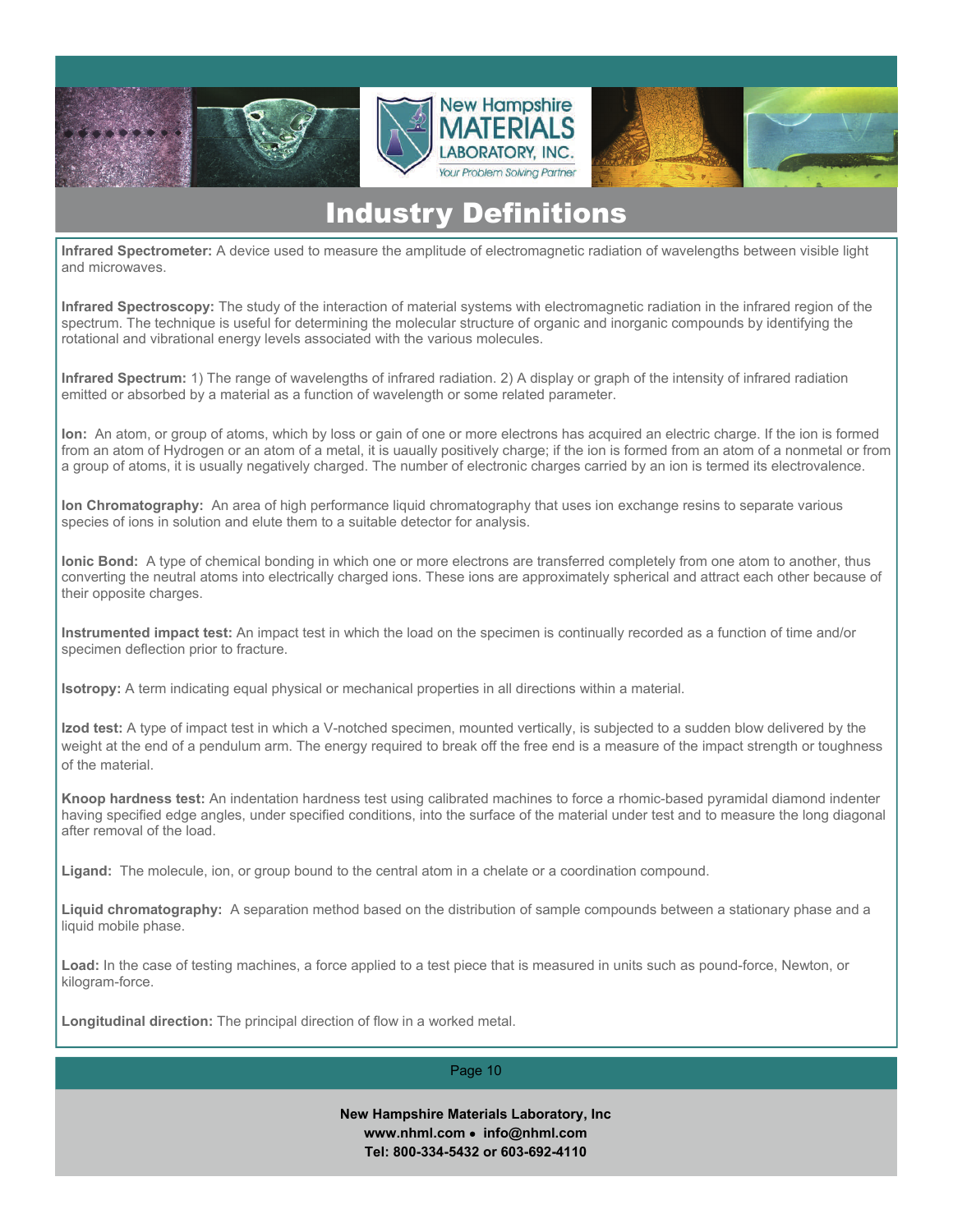# Industry Definitions

**Infrared Spectrometer:** A device used to measure the amplitude of electromagnetic radiation of wavelengths between visible light and microwaves.

**Infrared Spectroscopy:** The study of the interaction of material systems with electromagnetic radiation in the infrared region of the spectrum. The technique is useful for determining the molecular structure of organic and inorganic compounds by identifying the rotational and vibrational energy levels associated with the various molecules.

**Infrared Spectrum:** 1) The range of wavelengths of infrared radiation. 2) A display or graph of the intensity of infrared radiation emitted or absorbed by a material as a function of wavelength or some related parameter.

**Ion:** An atom, or group of atoms, which by loss or gain of one or more electrons has acquired an electric charge. If the ion is formed from an atom of Hydrogen or an atom of a metal, it is uaually positively charge; if the ion is formed from an atom of a nonmetal or from a group of atoms, it is usually negatively charged. The number of electronic charges carried by an ion is termed its electrovalence.

**Ion Chromatography:** An area of high performance liquid chromatography that uses ion exchange resins to separate various species of ions in solution and elute them to a suitable detector for analysis.

**Ionic Bond:** A type of chemical bonding in which one or more electrons are transferred completely from one atom to another, thus converting the neutral atoms into electrically charged ions. These ions are approximately spherical and attract each other because of their opposite charges.

**Instrumented impact test:** An impact test in which the load on the specimen is continually recorded as a function of time and/or specimen deflection prior to fracture.

**Isotropy:** A term indicating equal physical or mechanical properties in all directions within a material.

**Izod test:** A type of impact test in which a V-notched specimen, mounted vertically, is subjected to a sudden blow delivered by the weight at the end of a pendulum arm. The energy required to break off the free end is a measure of the impact strength or toughness of the material.

**Knoop hardness test:** An indentation hardness test using calibrated machines to force a rhomic-based pyramidal diamond indenter having specified edge angles, under specified conditions, into the surface of the material under test and to measure the long diagonal after removal of the load.

**Ligand:** The molecule, ion, or group bound to the central atom in a chelate or a coordination compound.

**Liquid chromatography:** A separation method based on the distribution of sample compounds between a stationary phase and a liquid mobile phase.

**Load:** In the case of testing machines, a force applied to a test piece that is measured in units such as pound-force, Newton, or kilogram-force.

**Longitudinal direction:** The principal direction of flow in a worked metal.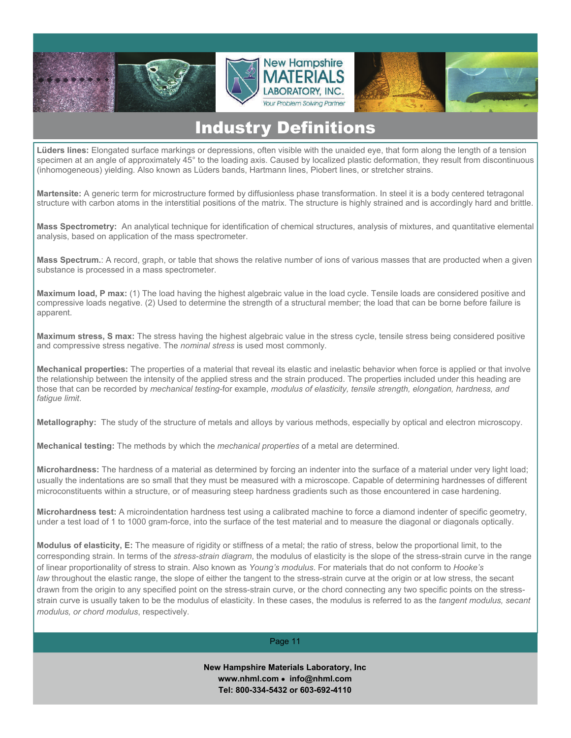# Industry Definitions

**Lüders lines:** Elongated surface markings or depressions, often visible with the unaided eye, that form along the length of a tension specimen at an angle of approximately 45° to the loading axis. Caused by localized plastic deformation, they result from discontinuous (inhomogeneous) yielding. Also known as Lüders bands, Hartmann lines, Piobert lines, or stretcher strains.

**Martensite:** A generic term for microstructure formed by diffusionless phase transformation. In steel it is a body centered tetragonal structure with carbon atoms in the interstitial positions of the matrix. The structure is highly strained and is accordingly hard and brittle.

**Mass Spectrometry:** An analytical technique for identification of chemical structures, analysis of mixtures, and quantitative elemental analysis, based on application of the mass spectrometer.

**Mass Spectrum.**: A record, graph, or table that shows the relative number of ions of various masses that are producted when a given substance is processed in a mass spectrometer.

**Maximum load, P max:** (1) The load having the highest algebraic value in the load cycle. Tensile loads are considered positive and compressive loads negative. (2) Used to determine the strength of a structural member; the load that can be borne before failure is apparent.

**Maximum stress, S max:** The stress having the highest algebraic value in the stress cycle, tensile stress being considered positive and compressive stress negative. The *nominal stress* is used most commonly.

**Mechanical properties:** The properties of a material that reveal its elastic and inelastic behavior when force is applied or that involve the relationship between the intensity of the applied stress and the strain produced. The properties included under this heading are those that can be recorded by *mechanical testing*-for example, *modulus of elasticity, tensile strength, elongation, hardness, and fatigue limit*.

**Metallography:** The study of the structure of metals and alloys by various methods, especially by optical and electron microscopy.

**Mechanical testing:** The methods by which the *mechanical properties* of a metal are determined.

**Microhardness:** The hardness of a material as determined by forcing an indenter into the surface of a material under very light load; usually the indentations are so small that they must be measured with a microscope. Capable of determining hardnesses of different microconstituents within a structure, or of measuring steep hardness gradients such as those encountered in case hardening.

**Microhardness test:** A microindentation hardness test using a calibrated machine to force a diamond indenter of specific geometry, under a test load of 1 to 1000 gram-force, into the surface of the test material and to measure the diagonal or diagonals optically.

**Modulus of elasticity, E:** The measure of rigidity or stiffness of a metal; the ratio of stress, below the proportional limit, to the corresponding strain. In terms of the *stress-strain diagram*, the modulus of elasticity is the slope of the stress-strain curve in the range of linear proportionality of stress to strain. Also known as *Young's modulus*. For materials that do not conform to *Hooke's law* throughout the elastic range, the slope of either the tangent to the stress-strain curve at the origin or at low stress, the secant drawn from the origin to any specified point on the stress-strain curve, or the chord connecting any two specific points on the stress-strain curve is usually taken to be the modulus of elasticity. In these cases, the modulus is referred to as the *tangent modulus, secant modulus, or chord modulus*, respectively.

**New Hampshire Materials Laboratory, Inc**
**www.nhml.com • info@nhml.com**
**Tel: 800-334-5432 or 603-692-4110**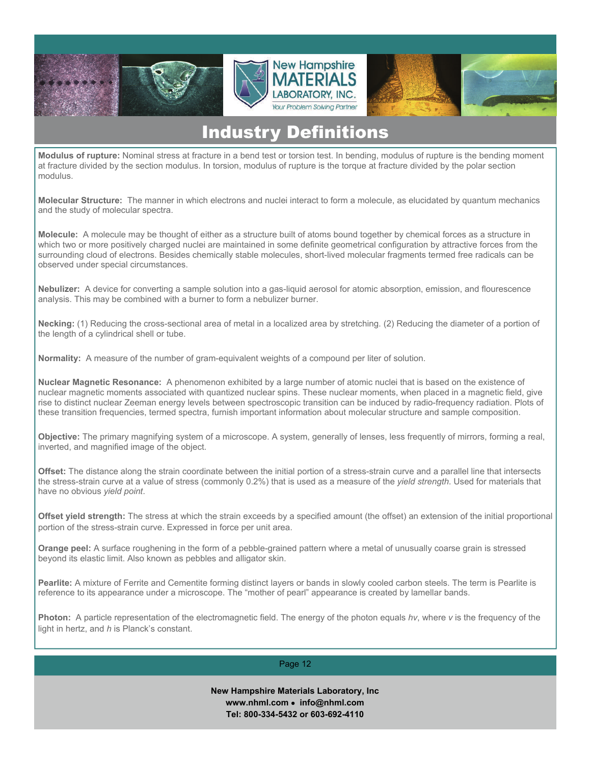# Industry Definitions

**Modulus of rupture:** Nominal stress at fracture in a bend test or torsion test. In bending, modulus of rupture is the bending moment at fracture divided by the section modulus. In torsion, modulus of rupture is the torque at fracture divided by the polar section modulus.

**Molecular Structure:** The manner in which electrons and nuclei interact to form a molecule, as elucidated by quantum mechanics and the study of molecular spectra.

**Molecule:** A molecule may be thought of either as a structure built of atoms bound together by chemical forces as a structure in which two or more positively charged nuclei are maintained in some definite geometrical configuration by attractive forces from the surrounding cloud of electrons. Besides chemically stable molecules, short-lived molecular fragments termed free radicals can be observed under special circumstances.

**Nebulizer:** A device for converting a sample solution into a gas-liquid aerosol for atomic absorption, emission, and flourescence analysis. This may be combined with a burner to form a nebulizer burner.

**Necking:** (1) Reducing the cross-sectional area of metal in a localized area by stretching. (2) Reducing the diameter of a portion of the length of a cylindrical shell or tube.

**Normality:** A measure of the number of gram-equivalent weights of a compound per liter of solution.

**Nuclear Magnetic Resonance:** A phenomenon exhibited by a large number of atomic nuclei that is based on the existence of nuclear magnetic moments associated with quantized nuclear spins. These nuclear moments, when placed in a magnetic field, give rise to distinct nuclear Zeeman energy levels between spectroscopic transition can be induced by radio-frequency radiation. Plots of these transition frequencies, termed spectra, furnish important information about molecular structure and sample composition.

**Objective:** The primary magnifying system of a microscope. A system, generally of lenses, less frequently of mirrors, forming a real, inverted, and magnified image of the object.

**Offset:** The distance along the strain coordinate between the initial portion of a stress-strain curve and a parallel line that intersects the stress-strain curve at a value of stress (commonly 0.2%) that is used as a measure of the *yield strength*. Used for materials that have no obvious *yield point*.

**Offset yield strength:** The stress at which the strain exceeds by a specified amount (the offset) an extension of the initial proportional portion of the stress-strain curve. Expressed in force per unit area.

**Orange peel:** A surface roughening in the form of a pebble-grained pattern where a metal of unusually coarse grain is stressed beyond its elastic limit. Also known as pebbles and alligator skin.

**Pearlite:** A mixture of Ferrite and Cementite forming distinct layers or bands in slowly cooled carbon steels. The term is Pearlite is reference to its appearance under a microscope. The "mother of pearl" appearance is created by lamellar bands.

**Photon:** A particle representation of the electromagnetic field. The energy of the photon equals $hv$, where $v$ is the frequency of the light in hertz, and $h$ is Planck's constant.

**New Hampshire Materials Laboratory, Inc**
www.nhml.com • info@nhml.com
Tel: 800-334-5432 or 603-692-4110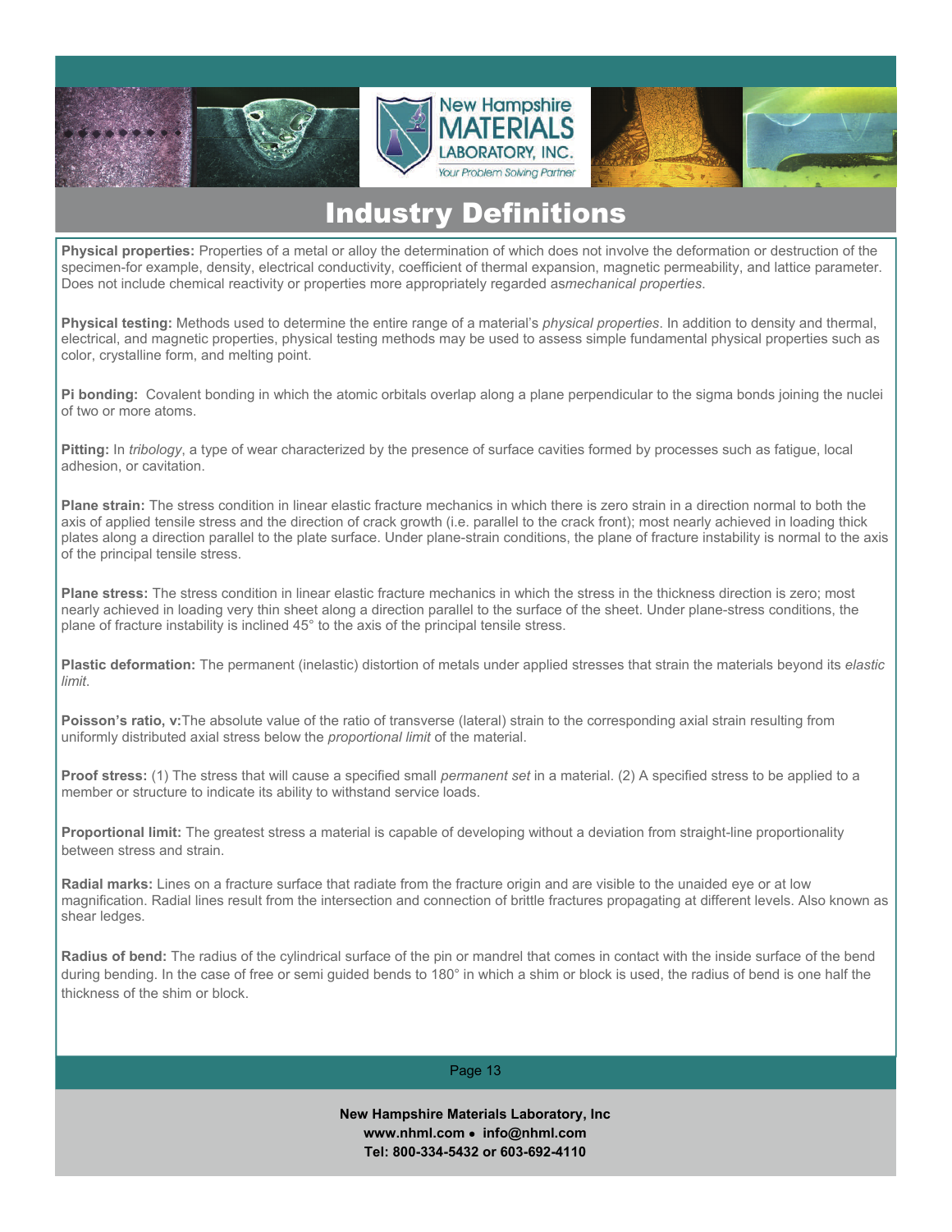# Industry Definitions

**Physical properties:** Properties of a metal or alloy the determination of which does not involve the deformation or destruction of the specimen-for example, density, electrical conductivity, coefficient of thermal expansion, magnetic permeability, and lattice parameter. Does not include chemical reactivity or properties more appropriately regarded as*mechanical properties*.

**Physical testing:** Methods used to determine the entire range of a material's *physical properties*. In addition to density and thermal, electrical, and magnetic properties, physical testing methods may be used to assess simple fundamental physical properties such as color, crystalline form, and melting point.

**Pi bonding:** Covalent bonding in which the atomic orbitals overlap along a plane perpendicular to the sigma bonds joining the nuclei of two or more atoms.

**Pitting:** In *tribology*, a type of wear characterized by the presence of surface cavities formed by processes such as fatigue, local adhesion, or cavitation.

**Plane strain:** The stress condition in linear elastic fracture mechanics in which there is zero strain in a direction normal to both the axis of applied tensile stress and the direction of crack growth (i.e. parallel to the crack front); most nearly achieved in loading thick plates along a direction parallel to the plate surface. Under plane-strain conditions, the plane of fracture instability is normal to the axis of the principal tensile stress.

**Plane stress:** The stress condition in linear elastic fracture mechanics in which the stress in the thickness direction is zero; most nearly achieved in loading very thin sheet along a direction parallel to the surface of the sheet. Under plane-stress conditions, the plane of fracture instability is inclined 45° to the axis of the principal tensile stress.

**Plastic deformation:** The permanent (inelastic) distortion of metals under applied stresses that strain the materials beyond its *elastic limit*.

**Poisson's ratio, v:**The absolute value of the ratio of transverse (lateral) strain to the corresponding axial strain resulting from uniformly distributed axial stress below the *proportional limit* of the material.

**Proof stress:** (1) The stress that will cause a specified small *permanent set* in a material. (2) A specified stress to be applied to a member or structure to indicate its ability to withstand service loads.

**Proportional limit:** The greatest stress a material is capable of developing without a deviation from straight-line proportionality between stress and strain.

**Radial marks:** Lines on a fracture surface that radiate from the fracture origin and are visible to the unaided eye or at low magnification. Radial lines result from the intersection and connection of brittle fractures propagating at different levels. Also known as shear ledges.

**Radius of bend:** The radius of the cylindrical surface of the pin or mandrel that comes in contact with the inside surface of the bend during bending. In the case of free or semi guided bends to 180° in which a shim or block is used, the radius of bend is one half the thickness of the shim or block.

**New Hampshire Materials Laboratory, Inc**
**www.nhml.com • info@nhml.com**
**Tel: 800-334-5432 or 603-692-4110**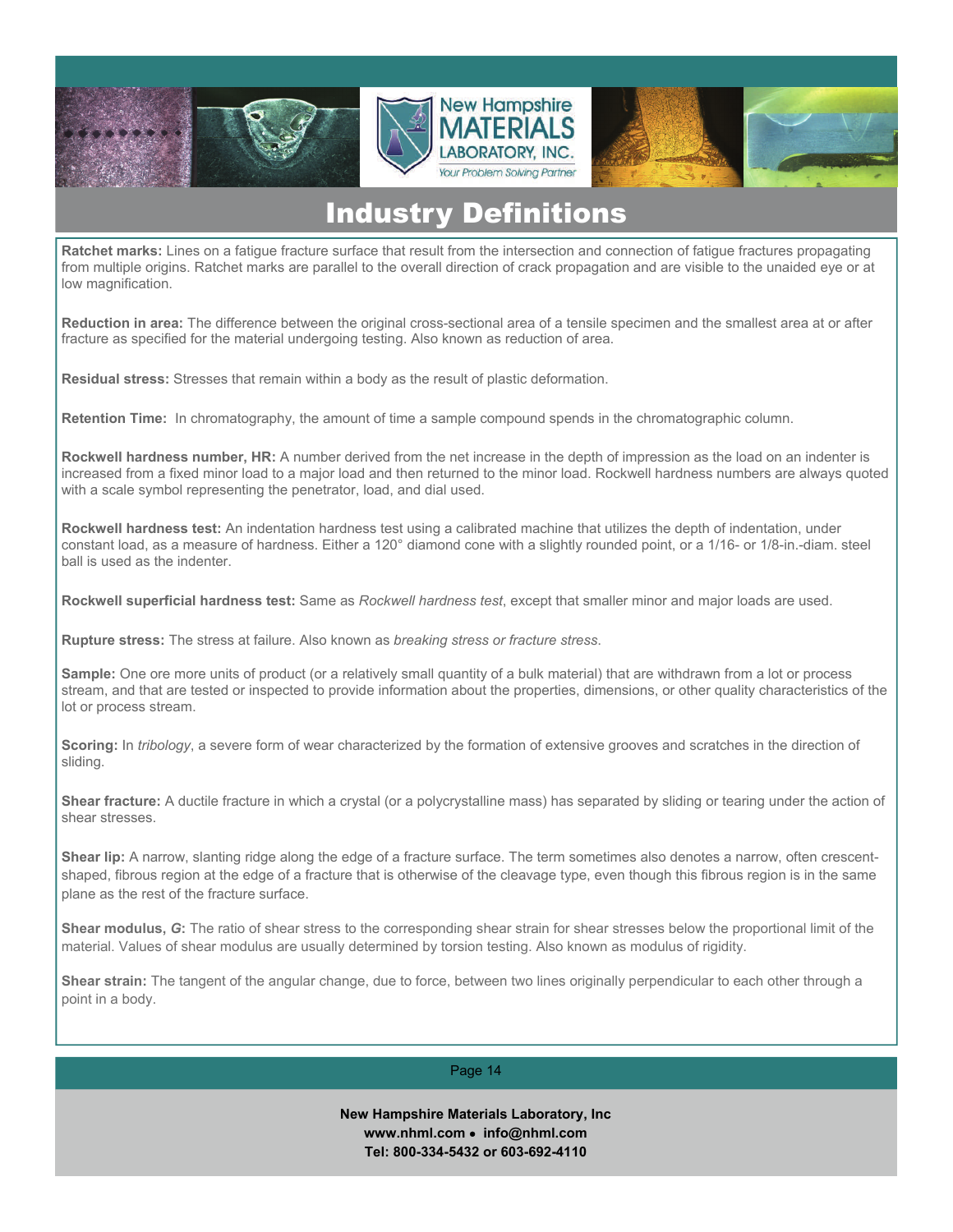# Industry Definitions

**Ratchet marks:** Lines on a fatigue fracture surface that result from the intersection and connection of fatigue fractures propagating from multiple origins. Ratchet marks are parallel to the overall direction of crack propagation and are visible to the unaided eye or at low magnification.

**Reduction in area:** The difference between the original cross-sectional area of a tensile specimen and the smallest area at or after fracture as specified for the material undergoing testing. Also known as reduction of area.

**Residual stress:** Stresses that remain within a body as the result of plastic deformation.

**Retention Time:** In chromatography, the amount of time a sample compound spends in the chromatographic column.

**Rockwell hardness number, HR:** A number derived from the net increase in the depth of impression as the load on an indenter is increased from a fixed minor load to a major load and then returned to the minor load. Rockwell hardness numbers are always quoted with a scale symbol representing the penetrator, load, and dial used.

**Rockwell hardness test:** An indentation hardness test using a calibrated machine that utilizes the depth of indentation, under constant load, as a measure of hardness. Either a 120° diamond cone with a slightly rounded point, or a 1/16- or 1/8-in.-diam. steel ball is used as the indenter.

**Rockwell superficial hardness test:** Same as *Rockwell hardness test*, except that smaller minor and major loads are used.

**Rupture stress:** The stress at failure. Also known as *breaking stress or fracture stress*.

**Sample:** One ore more units of product (or a relatively small quantity of a bulk material) that are withdrawn from a lot or process stream, and that are tested or inspected to provide information about the properties, dimensions, or other quality characteristics of the lot or process stream.

**Scoring:** In *tribology*, a severe form of wear characterized by the formation of extensive grooves and scratches in the direction of sliding.

**Shear fracture:** A ductile fracture in which a crystal (or a polycrystalline mass) has separated by sliding or tearing under the action of shear stresses.

**Shear lip:** A narrow, slanting ridge along the edge of a fracture surface. The term sometimes also denotes a narrow, often crescent-shaped, fibrous region at the edge of a fracture that is otherwise of the cleavage type, even though this fibrous region is in the same plane as the rest of the fracture surface.

**Shear modulus, *G*:** The ratio of shear stress to the corresponding shear strain for shear stresses below the proportional limit of the material. Values of shear modulus are usually determined by torsion testing. Also known as modulus of rigidity.

**Shear strain:** The tangent of the angular change, due to force, between two lines originally perpendicular to each other through a point in a body.

**New Hampshire Materials Laboratory, Inc**
**www.nhml.com • info@nhml.com**
**Tel: 800-334-5432 or 603-692-4110**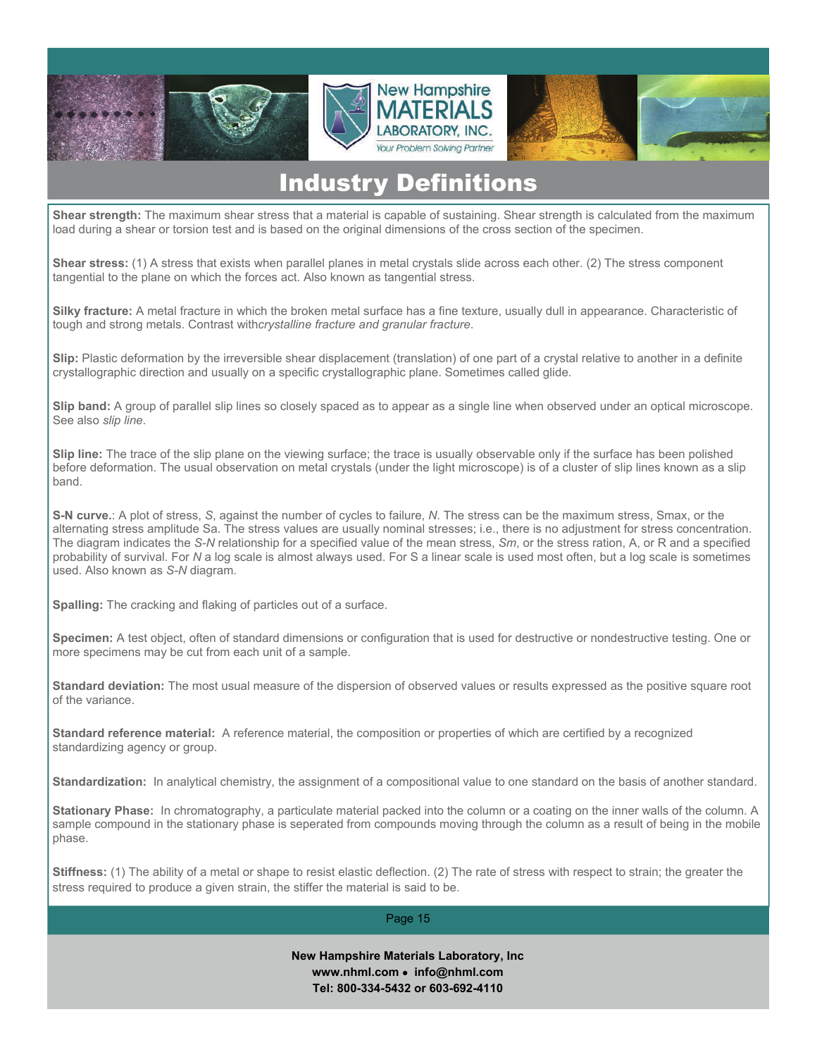# Industry Definitions

**Shear strength:** The maximum shear stress that a material is capable of sustaining. Shear strength is calculated from the maximum load during a shear or torsion test and is based on the original dimensions of the cross section of the specimen.

**Shear stress:** (1) A stress that exists when parallel planes in metal crystals slide across each other. (2) The stress component tangential to the plane on which the forces act. Also known as tangential stress.

**Silky fracture:** A metal fracture in which the broken metal surface has a fine texture, usually dull in appearance. Characteristic of tough and strong metals. Contrast with*crystalline fracture and granular fracture*.

**Slip:** Plastic deformation by the irreversible shear displacement (translation) of one part of a crystal relative to another in a definite crystallographic direction and usually on a specific crystallographic plane. Sometimes called glide.

**Slip band:** A group of parallel slip lines so closely spaced as to appear as a single line when observed under an optical microscope. See also *slip line*.

**Slip line:** The trace of the slip plane on the viewing surface; the trace is usually observable only if the surface has been polished before deformation. The usual observation on metal crystals (under the light microscope) is of a cluster of slip lines known as a slip band.

**S-N curve.**: A plot of stress, *S*, against the number of cycles to failure, *N*. The stress can be the maximum stress, Smax, or the alternating stress amplitude Sa. The stress values are usually nominal stresses; i.e., there is no adjustment for stress concentration. The diagram indicates the *S-N* relationship for a specified value of the mean stress, *Sm*, or the stress ration, A, or R and a specified probability of survival. For *N* a log scale is almost always used. For S a linear scale is used most often, but a log scale is sometimes used. Also known as *S-N* diagram.

**Spalling:** The cracking and flaking of particles out of a surface.

**Specimen:** A test object, often of standard dimensions or configuration that is used for destructive or nondestructive testing. One or more specimens may be cut from each unit of a sample.

**Standard deviation:** The most usual measure of the dispersion of observed values or results expressed as the positive square root of the variance.

**Standard reference material:** A reference material, the composition or properties of which are certified by a recognized standardizing agency or group.

**Standardization:** In analytical chemistry, the assignment of a compositional value to one standard on the basis of another standard.

**Stationary Phase:** In chromatography, a particulate material packed into the column or a coating on the inner walls of the column. A sample compound in the stationary phase is seperated from compounds moving through the column as a result of being in the mobile phase.

**Stiffness:** (1) The ability of a metal or shape to resist elastic deflection. (2) The rate of stress with respect to strain; the greater the stress required to produce a given strain, the stiffer the material is said to be.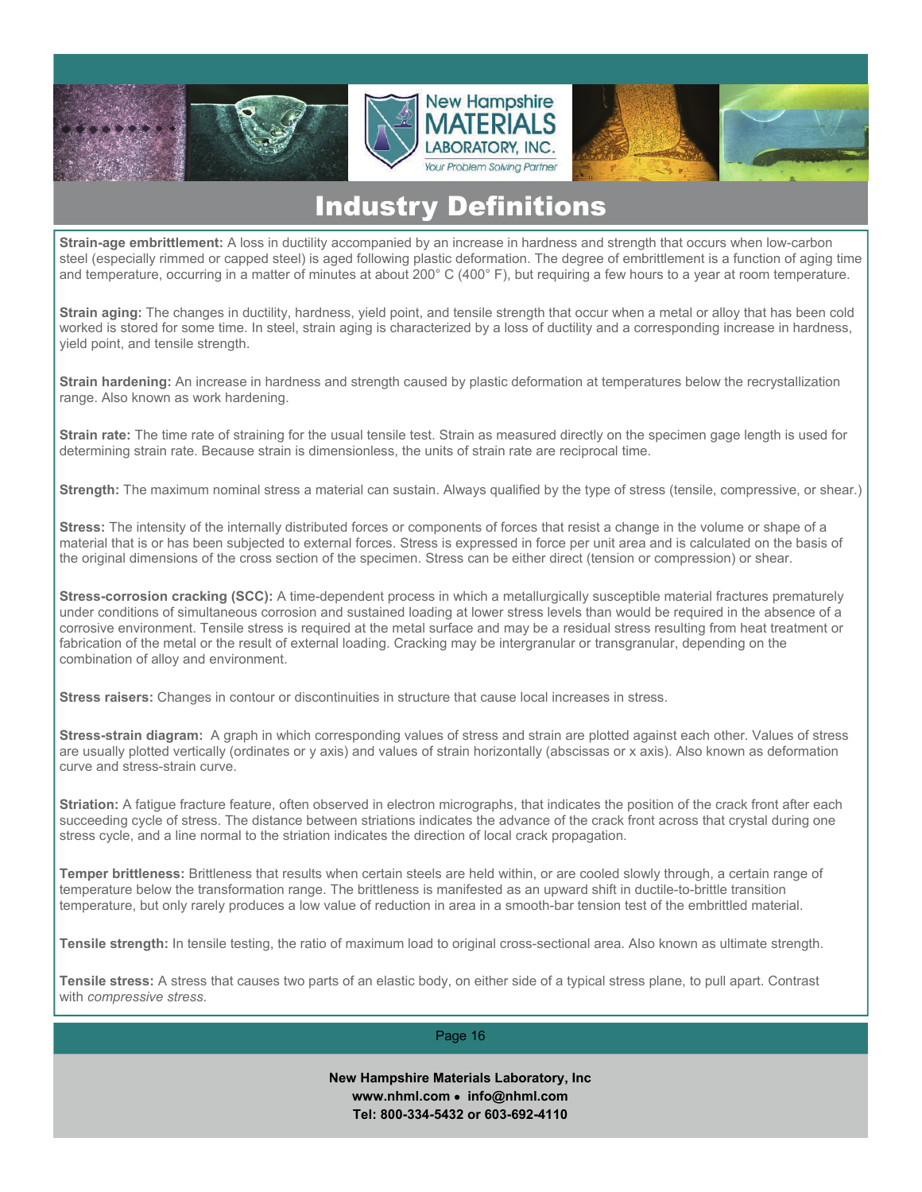# Industry Definitions

**Strain-age embrittlement:** A loss in ductility accompanied by an increase in hardness and strength that occurs when low-carbon steel (especially rimmed or capped steel) is aged following plastic deformation. The degree of embrittlement is a function of aging time and temperature, occurring in a matter of minutes at about 200° C (400° F), but requiring a few hours to a year at room temperature.

**Strain aging:** The changes in ductility, hardness, yield point, and tensile strength that occur when a metal or alloy that has been cold worked is stored for some time. In steel, strain aging is characterized by a loss of ductility and a corresponding increase in hardness, yield point, and tensile strength.

**Strain hardening:** An increase in hardness and strength caused by plastic deformation at temperatures below the recrystallization range. Also known as work hardening.

**Strain rate:** The time rate of straining for the usual tensile test. Strain as measured directly on the specimen gage length is used for determining strain rate. Because strain is dimensionless, the units of strain rate are reciprocal time.

**Strength:** The maximum nominal stress a material can sustain. Always qualified by the type of stress (tensile, compressive, or shear.)

**Stress:** The intensity of the internally distributed forces or components of forces that resist a change in the volume or shape of a material that is or has been subjected to external forces. Stress is expressed in force per unit area and is calculated on the basis of the original dimensions of the cross section of the specimen. Stress can be either direct (tension or compression) or shear.

**Stress-corrosion cracking (SCC):** A time-dependent process in which a metallurgically susceptible material fractures prematurely under conditions of simultaneous corrosion and sustained loading at lower stress levels than would be required in the absence of a corrosive environment. Tensile stress is required at the metal surface and may be a residual stress resulting from heat treatment or fabrication of the metal or the result of external loading. Cracking may be intergranular or transgranular, depending on the combination of alloy and environment.

**Stress raisers:** Changes in contour or discontinuities in structure that cause local increases in stress.

**Stress-strain diagram:** A graph in which corresponding values of stress and strain are plotted against each other. Values of stress are usually plotted vertically (ordinates or y axis) and values of strain horizontally (abscissas or x axis). Also known as deformation curve and stress-strain curve.

**Striation:** A fatigue fracture feature, often observed in electron micrographs, that indicates the position of the crack front after each succeeding cycle of stress. The distance between striations indicates the advance of the crack front across that crystal during one stress cycle, and a line normal to the striation indicates the direction of local crack propagation.

**Temper brittleness:** Brittleness that results when certain steels are held within, or are cooled slowly through, a certain range of temperature below the transformation range. The brittleness is manifested as an upward shift in ductile-to-brittle transition temperature, but only rarely produces a low value of reduction in area in a smooth-bar tension test of the embrittled material.

**Tensile strength:** In tensile testing, the ratio of maximum load to original cross-sectional area. Also known as ultimate strength.

**Tensile stress:** A stress that causes two parts of an elastic body, on either side of a typical stress plane, to pull apart. Contrast with *compressive stress*.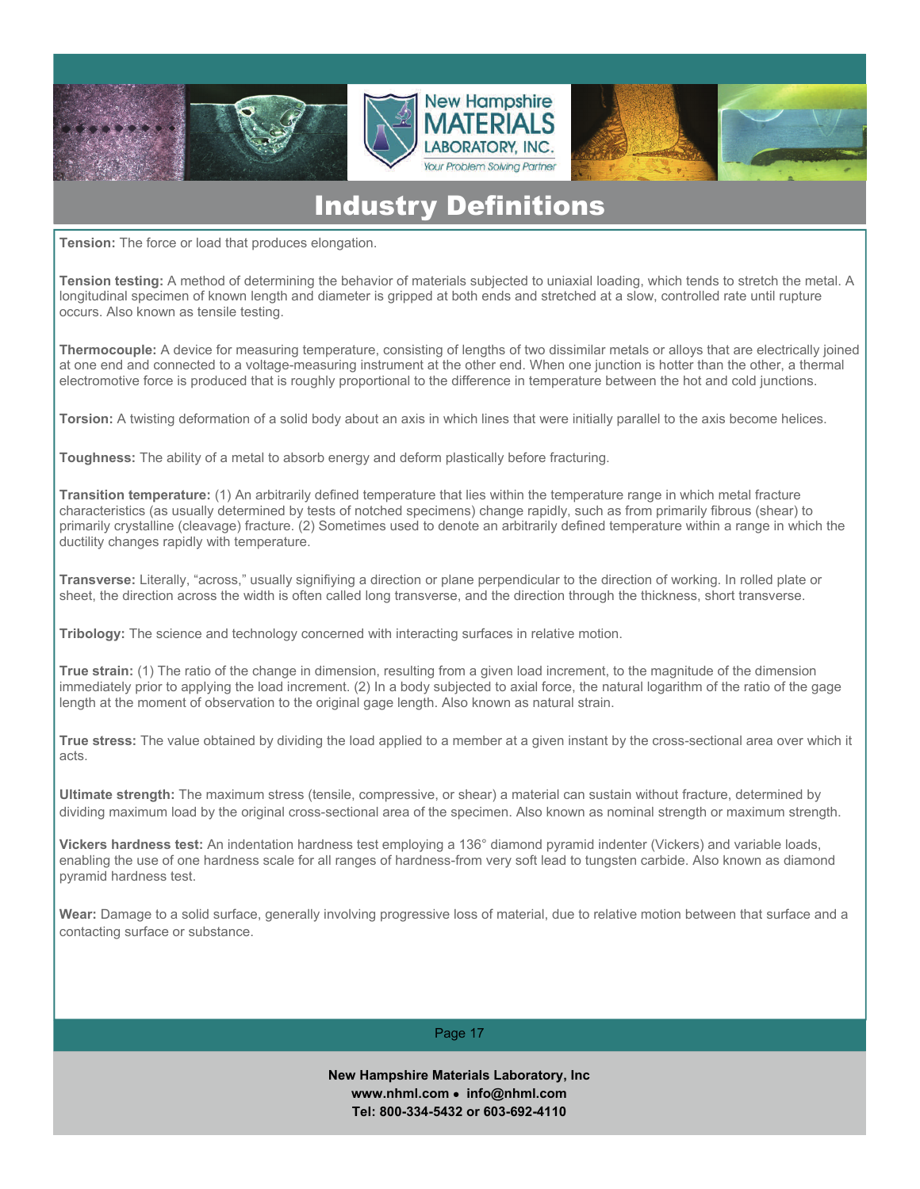# Industry Definitions

**Tension:** The force or load that produces elongation.

**Tension testing:** A method of determining the behavior of materials subjected to uniaxial loading, which tends to stretch the metal. A longitudinal specimen of known length and diameter is gripped at both ends and stretched at a slow, controlled rate until rupture occurs. Also known as tensile testing.

**Thermocouple:** A device for measuring temperature, consisting of lengths of two dissimilar metals or alloys that are electrically joined at one end and connected to a voltage-measuring instrument at the other end. When one junction is hotter than the other, a thermal electromotive force is produced that is roughly proportional to the difference in temperature between the hot and cold junctions.

**Torsion:** A twisting deformation of a solid body about an axis in which lines that were initially parallel to the axis become helices.

**Toughness:** The ability of a metal to absorb energy and deform plastically before fracturing.

**Transition temperature:** (1) An arbitrarily defined temperature that lies within the temperature range in which metal fracture characteristics (as usually determined by tests of notched specimens) change rapidly, such as from primarily fibrous (shear) to primarily crystalline (cleavage) fracture. (2) Sometimes used to denote an arbitrarily defined temperature within a range in which the ductility changes rapidly with temperature.

**Transverse:** Literally, "across," usually signifiying a direction or plane perpendicular to the direction of working. In rolled plate or sheet, the direction across the width is often called long transverse, and the direction through the thickness, short transverse.

**Tribology:** The science and technology concerned with interacting surfaces in relative motion.

**True strain:** (1) The ratio of the change in dimension, resulting from a given load increment, to the magnitude of the dimension immediately prior to applying the load increment. (2) In a body subjected to axial force, the natural logarithm of the ratio of the gage length at the moment of observation to the original gage length. Also known as natural strain.

**True stress:** The value obtained by dividing the load applied to a member at a given instant by the cross-sectional area over which it acts.

**Ultimate strength:** The maximum stress (tensile, compressive, or shear) a material can sustain without fracture, determined by dividing maximum load by the original cross-sectional area of the specimen. Also known as nominal strength or maximum strength.

**Vickers hardness test:** An indentation hardness test employing a 136° diamond pyramid indenter (Vickers) and variable loads, enabling the use of one hardness scale for all ranges of hardness-from very soft lead to tungsten carbide. Also known as diamond pyramid hardness test.

**Wear:** Damage to a solid surface, generally involving progressive loss of material, due to relative motion between that surface and a contacting surface or substance.

**New Hampshire Materials Laboratory, Inc**
**www.nhml.com • info@nhml.com**
**Tel: 800-334-5432 or 603-692-4110**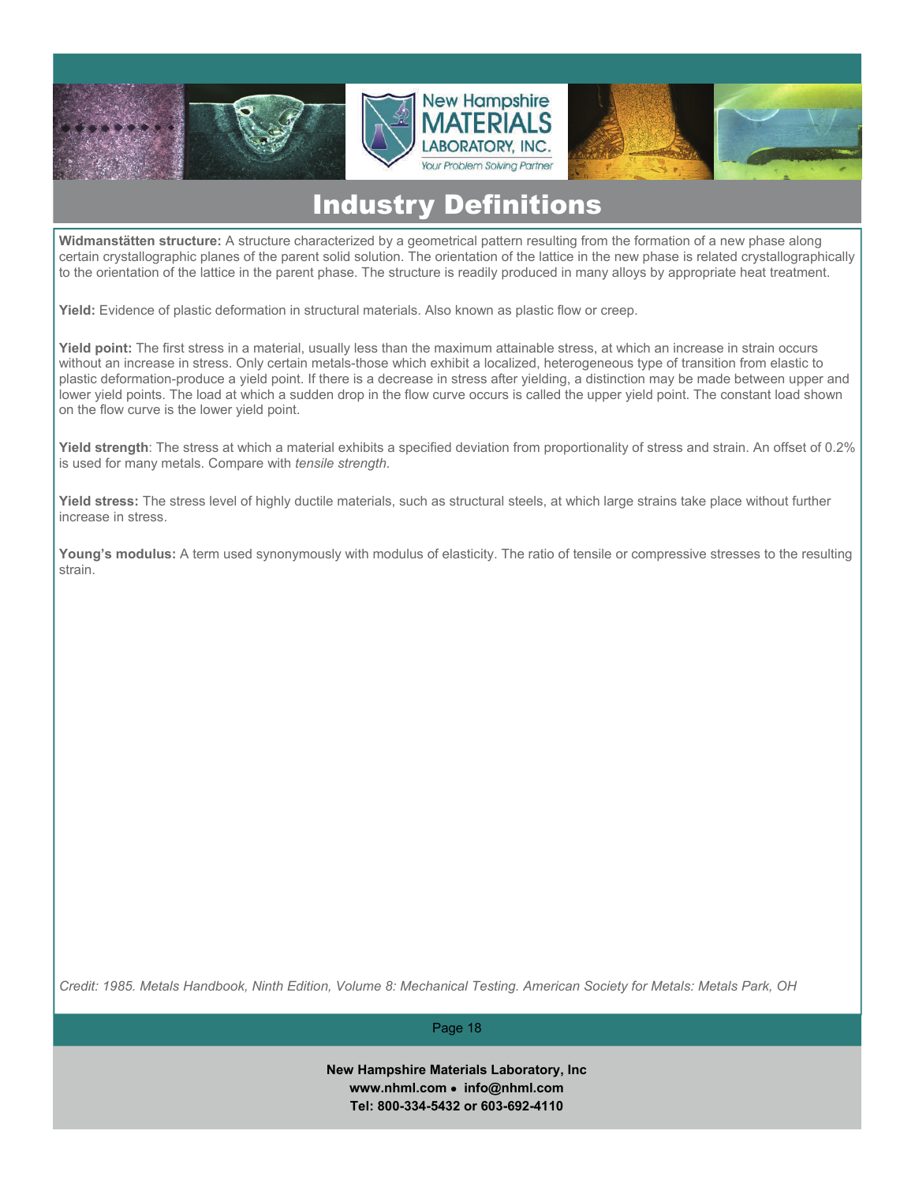# Industry Definitions

**Widmanstätten structure:** A structure characterized by a geometrical pattern resulting from the formation of a new phase along certain crystallographic planes of the parent solid solution. The orientation of the lattice in the new phase is related crystallographically to the orientation of the lattice in the parent phase. The structure is readily produced in many alloys by appropriate heat treatment.

**Yield:** Evidence of plastic deformation in structural materials. Also known as plastic flow or creep.

**Yield point:** The first stress in a material, usually less than the maximum attainable stress, at which an increase in strain occurs without an increase in stress. Only certain metals-those which exhibit a localized, heterogeneous type of transition from elastic to plastic deformation-produce a yield point. If there is a decrease in stress after yielding, a distinction may be made between upper and lower yield points. The load at which a sudden drop in the flow curve occurs is called the upper yield point. The constant load shown on the flow curve is the lower yield point.

**Yield strength**: The stress at which a material exhibits a specified deviation from proportionality of stress and strain. An offset of 0.2% is used for many metals. Compare with *tensile strength*.

**Yield stress:** The stress level of highly ductile materials, such as structural steels, at which large strains take place without further increase in stress.

**Young's modulus:** A term used synonymously with modulus of elasticity. The ratio of tensile or compressive stresses to the resulting strain.

*Credit: 1985. Metals Handbook, Ninth Edition, Volume 8: Mechanical Testing. American Society for Metals: Metals Park, OH*

**New Hampshire Materials Laboratory, Inc**
**www.nhml.com • info@nhml.com**
**Tel: 800-334-5432 or 603-692-4110**